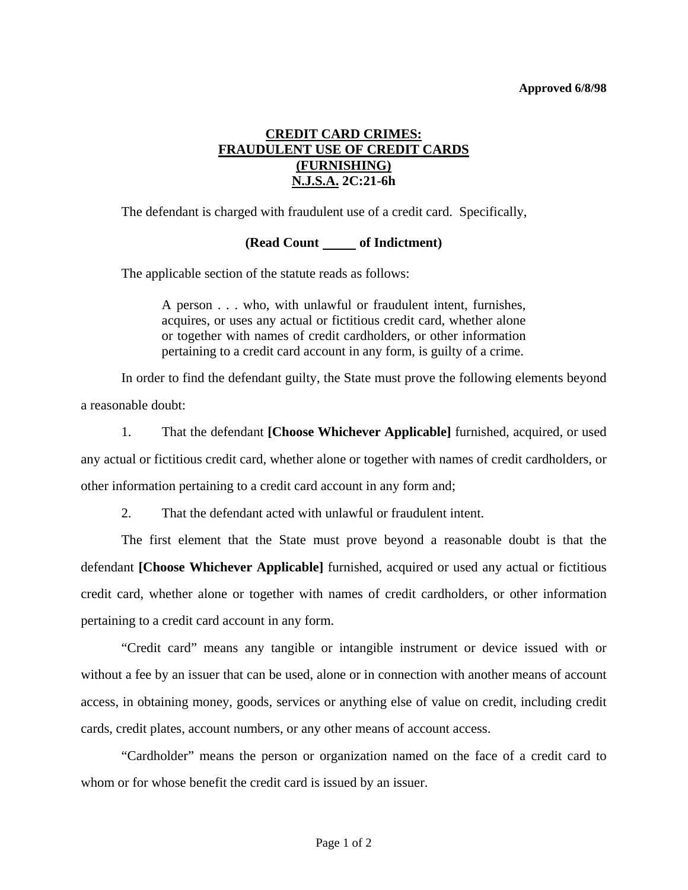**Approved 6/8/98**

# CREDIT CARD CRIMES: FRAUDULENT USE OF CREDIT CARDS (FURNISHING) N.J.S.A. 2C:21-6h

The defendant is charged with fraudulent use of a credit card. Specifically,

**(Read Count _____ of Indictment)**

The applicable section of the statute reads as follows:

> A person . . . who, with unlawful or fraudulent intent, furnishes, acquires, or uses any actual or fictitious credit card, whether alone or together with names of credit cardholders, or other information pertaining to a credit card account in any form, is guilty of a crime.

In order to find the defendant guilty, the State must prove the following elements beyond a reasonable doubt:

1. That the defendant **[Choose Whichever Applicable]** furnished, acquired, or used any actual or fictitious credit card, whether alone or together with names of credit cardholders, or other information pertaining to a credit card account in any form and;

2. That the defendant acted with unlawful or fraudulent intent.

The first element that the State must prove beyond a reasonable doubt is that the defendant **[Choose Whichever Applicable]** furnished, acquired or used any actual or fictitious credit card, whether alone or together with names of credit cardholders, or other information pertaining to a credit card account in any form.

"Credit card" means any tangible or intangible instrument or device issued with or without a fee by an issuer that can be used, alone or in connection with another means of account access, in obtaining money, goods, services or anything else of value on credit, including credit cards, credit plates, account numbers, or any other means of account access.

"Cardholder" means the person or organization named on the face of a credit card to whom or for whose benefit the credit card is issued by an issuer.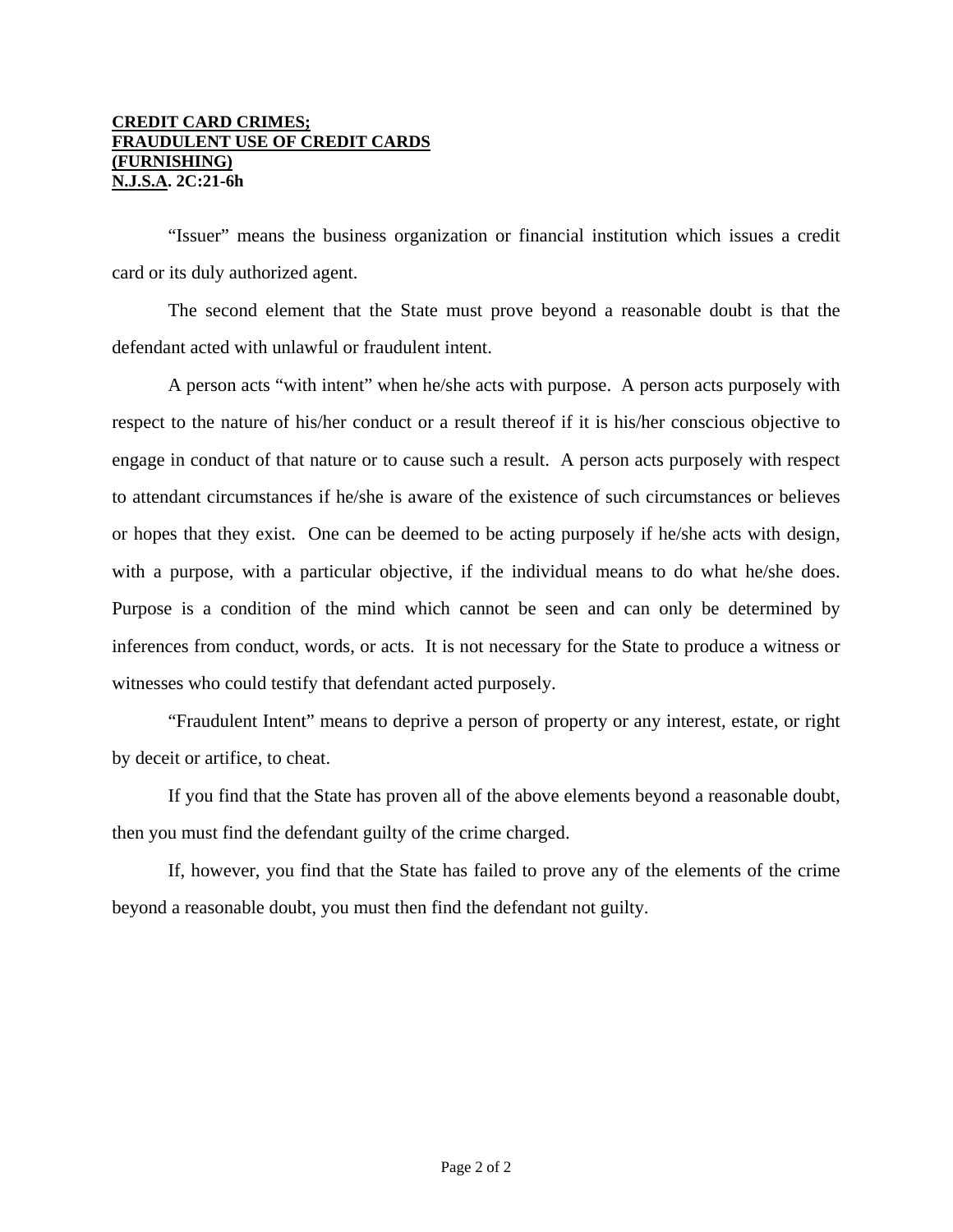**CREDIT CARD CRIMES;**
**FRAUDULENT USE OF CREDIT CARDS**
**(FURNISHING)**
**N.J.S.A. 2C:21-6h**

"Issuer" means the business organization or financial institution which issues a credit card or its duly authorized agent.

The second element that the State must prove beyond a reasonable doubt is that the defendant acted with unlawful or fraudulent intent.

A person acts "with intent" when he/she acts with purpose. A person acts purposely with respect to the nature of his/her conduct or a result thereof if it is his/her conscious objective to engage in conduct of that nature or to cause such a result. A person acts purposely with respect to attendant circumstances if he/she is aware of the existence of such circumstances or believes or hopes that they exist. One can be deemed to be acting purposely if he/she acts with design, with a purpose, with a particular objective, if the individual means to do what he/she does. Purpose is a condition of the mind which cannot be seen and can only be determined by inferences from conduct, words, or acts. It is not necessary for the State to produce a witness or witnesses who could testify that defendant acted purposely.

"Fraudulent Intent" means to deprive a person of property or any interest, estate, or right by deceit or artifice, to cheat.

If you find that the State has proven all of the above elements beyond a reasonable doubt, then you must find the defendant guilty of the crime charged.

If, however, you find that the State has failed to prove any of the elements of the crime beyond a reasonable doubt, you must then find the defendant not guilty.